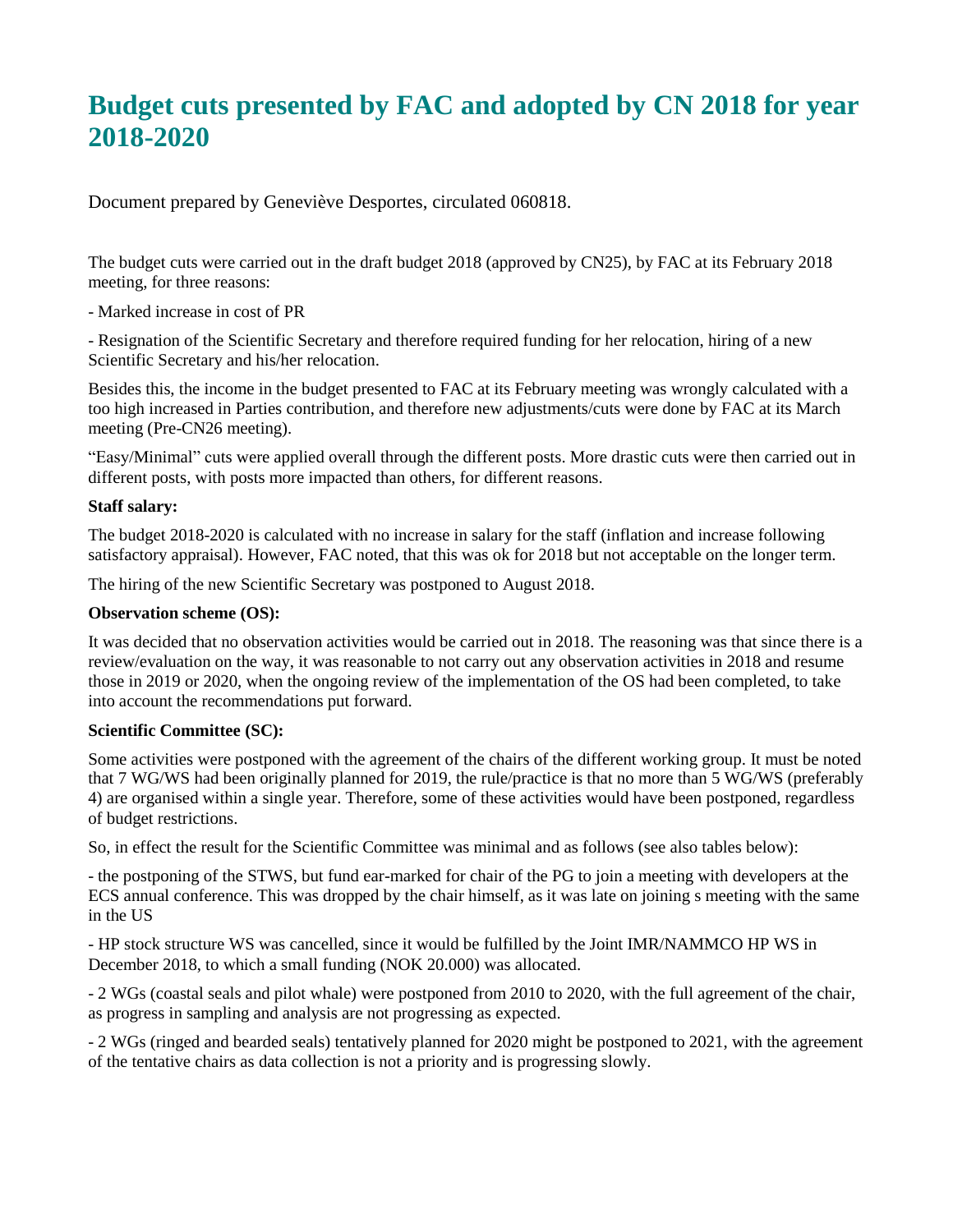# Budget cuts presented by FAC and adopted by CN 2018 for year 2018-2020

Document prepared by Geneviève Desportes, circulated 060818.

The budget cuts were carried out in the draft budget 2018 (approved by CN25), by FAC at its February 2018 meeting, for three reasons:

- Marked increase in cost of PR

- Resignation of the Scientific Secretary and therefore required funding for her relocation, hiring of a new Scientific Secretary and his/her relocation.

Besides this, the income in the budget presented to FAC at its February meeting was wrongly calculated with a too high increased in Parties contribution, and therefore new adjustments/cuts were done by FAC at its March meeting (Pre-CN26 meeting).

"Easy/Minimal" cuts were applied overall through the different posts. More drastic cuts were then carried out in different posts, with posts more impacted than others, for different reasons.

**Staff salary:**

The budget 2018-2020 is calculated with no increase in salary for the staff (inflation and increase following satisfactory appraisal). However, FAC noted, that this was ok for 2018 but not acceptable on the longer term.

The hiring of the new Scientific Secretary was postponed to August 2018.

**Observation scheme (OS):**

It was decided that no observation activities would be carried out in 2018. The reasoning was that since there is a review/evaluation on the way, it was reasonable to not carry out any observation activities in 2018 and resume those in 2019 or 2020, when the ongoing review of the implementation of the OS had been completed, to take into account the recommendations put forward.

**Scientific Committee (SC):**

Some activities were postponed with the agreement of the chairs of the different working group. It must be noted that 7 WG/WS had been originally planned for 2019, the rule/practice is that no more than 5 WG/WS (preferably 4) are organised within a single year. Therefore, some of these activities would have been postponed, regardless of budget restrictions.

So, in effect the result for the Scientific Committee was minimal and as follows (see also tables below):

- the postponing of the STWS, but fund ear-marked for chair of the PG to join a meeting with developers at the ECS annual conference. This was dropped by the chair himself, as it was late on joining s meeting with the same in the US

- HP stock structure WS was cancelled, since it would be fulfilled by the Joint IMR/NAMMCO HP WS in December 2018, to which a small funding (NOK 20.000) was allocated.

- 2 WGs (coastal seals and pilot whale) were postponed from 2010 to 2020, with the full agreement of the chair, as progress in sampling and analysis are not progressing as expected.

- 2 WGs (ringed and bearded seals) tentatively planned for 2020 might be postponed to 2021, with the agreement of the tentative chairs as data collection is not a priority and is progressing slowly.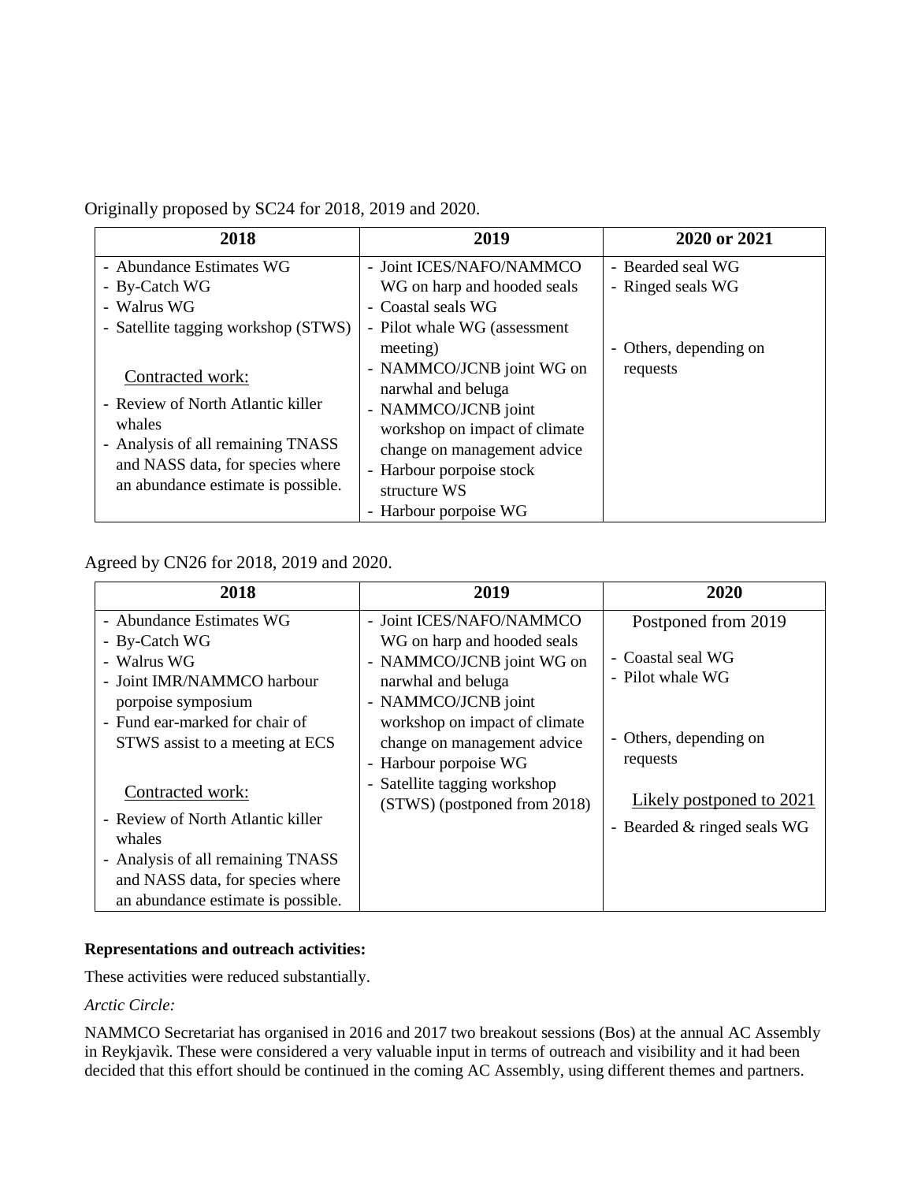Originally proposed by SC24 for 2018, 2019 and 2020.

| 2018 | 2019 | 2020 or 2021 |
|---|---|---|
| - Abundance Estimates WG<br>- By-Catch WG<br>- Walrus WG<br>- Satellite tagging workshop (STWS)<br><br>Contracted work:<br>- Review of North Atlantic killer whales<br>- Analysis of all remaining TNASS and NASS data, for species where an abundance estimate is possible. | - Joint ICES/NAFO/NAMMCO WG on harp and hooded seals<br>- Coastal seals WG<br>- Pilot whale WG (assessment meeting)<br>- NAMMCO/JCNB joint WG on narwhal and beluga<br>- NAMMCO/JCNB joint workshop on impact of climate change on management advice<br>- Harbour porpoise stock structure WS<br>- Harbour porpoise WG | - Bearded seal WG<br>- Ringed seals WG<br><br>- Others, depending on requests |

Agreed by CN26 for 2018, 2019 and 2020.

| 2018 | 2019 | 2020 |
|---|---|---|
| - Abundance Estimates WG<br>- By-Catch WG<br>- Walrus WG<br>- Joint IMR/NAMMCO harbour porpoise symposium<br>- Fund ear-marked for chair of STWS assist to a meeting at ECS<br><br>Contracted work:<br>- Review of North Atlantic killer whales<br>- Analysis of all remaining TNASS and NASS data, for species where an abundance estimate is possible. | - Joint ICES/NAFO/NAMMCO WG on harp and hooded seals<br>- NAMMCO/JCNB joint WG on narwhal and beluga<br>- NAMMCO/JCNB joint workshop on impact of climate change on management advice<br>- Harbour porpoise WG<br>- Satellite tagging workshop (STWS) (postponed from 2018) | Postponed from 2019<br><br>- Coastal seal WG<br>- Pilot whale WG<br><br>- Others, depending on requests<br><br>Likely postponed to 2021<br>- Bearded & ringed seals WG |

**Representations and outreach activities:**

These activities were reduced substantially.

*Arctic Circle:*

NAMMCO Secretariat has organised in 2016 and 2017 two breakout sessions (Bos) at the annual AC Assembly in Reykjavìk. These were considered a very valuable input in terms of outreach and visibility and it had been decided that this effort should be continued in the coming AC Assembly, using different themes and partners.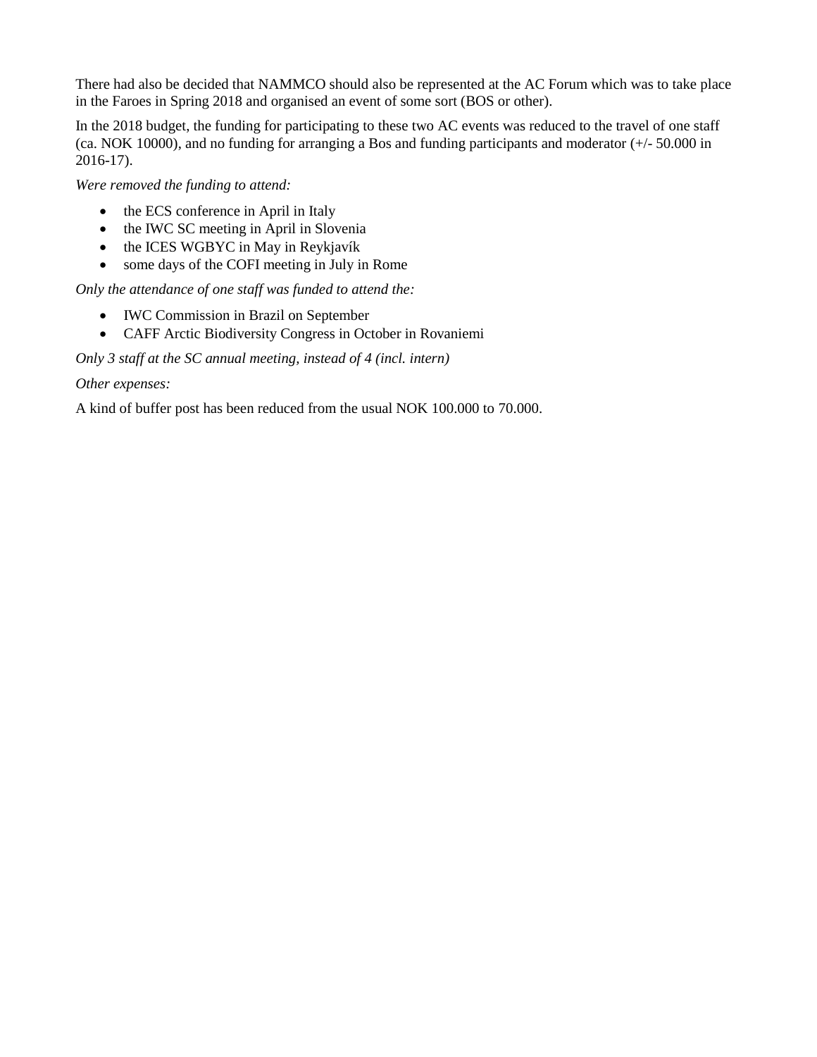There had also be decided that NAMMCO should also be represented at the AC Forum which was to take place in the Faroes in Spring 2018 and organised an event of some sort (BOS or other).

In the 2018 budget, the funding for participating to these two AC events was reduced to the travel of one staff (ca. NOK 10000), and no funding for arranging a Bos and funding participants and moderator (+/- 50.000 in 2016-17).

*Were removed the funding to attend:*

- the ECS conference in April in Italy
- the IWC SC meeting in April in Slovenia
- the ICES WGBYC in May in Reykjavík
- some days of the COFI meeting in July in Rome

*Only the attendance of one staff was funded to attend the:*

- IWC Commission in Brazil on September
- CAFF Arctic Biodiversity Congress in October in Rovaniemi

*Only 3 staff at the SC annual meeting, instead of 4 (incl. intern)*

*Other expenses:*

A kind of buffer post has been reduced from the usual NOK 100.000 to 70.000.